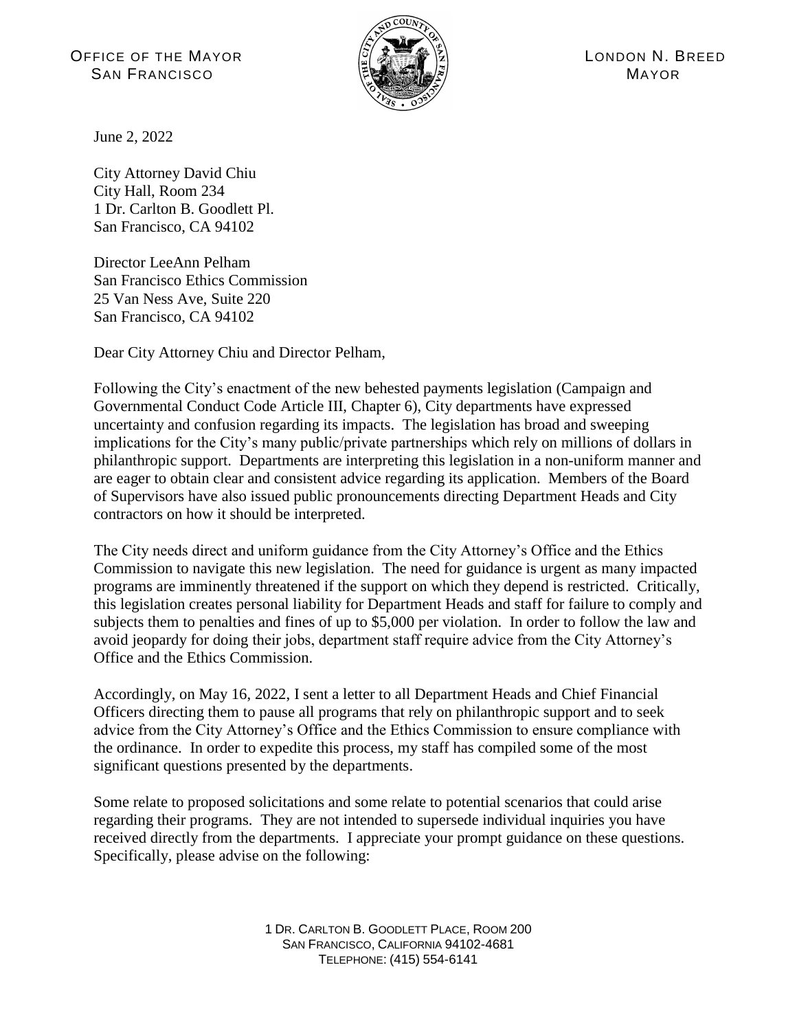OFFICE OF THE MAYOR
SAN FRANCISCO

LONDON N. BREED
MAYOR

June 2, 2022

City Attorney David Chiu
City Hall, Room 234
1 Dr. Carlton B. Goodlett Pl.
San Francisco, CA 94102

Director LeeAnn Pelham
San Francisco Ethics Commission
25 Van Ness Ave, Suite 220
San Francisco, CA 94102

Dear City Attorney Chiu and Director Pelham,

Following the City's enactment of the new behested payments legislation (Campaign and Governmental Conduct Code Article III, Chapter 6), City departments have expressed uncertainty and confusion regarding its impacts. The legislation has broad and sweeping implications for the City's many public/private partnerships which rely on millions of dollars in philanthropic support. Departments are interpreting this legislation in a non-uniform manner and are eager to obtain clear and consistent advice regarding its application. Members of the Board of Supervisors have also issued public pronouncements directing Department Heads and City contractors on how it should be interpreted.

The City needs direct and uniform guidance from the City Attorney's Office and the Ethics Commission to navigate this new legislation. The need for guidance is urgent as many impacted programs are imminently threatened if the support on which they depend is restricted. Critically, this legislation creates personal liability for Department Heads and staff for failure to comply and subjects them to penalties and fines of up to $5,000 per violation. In order to follow the law and avoid jeopardy for doing their jobs, department staff require advice from the City Attorney's Office and the Ethics Commission.

Accordingly, on May 16, 2022, I sent a letter to all Department Heads and Chief Financial Officers directing them to pause all programs that rely on philanthropic support and to seek advice from the City Attorney's Office and the Ethics Commission to ensure compliance with the ordinance. In order to expedite this process, my staff has compiled some of the most significant questions presented by the departments.

Some relate to proposed solicitations and some relate to potential scenarios that could arise regarding their programs. They are not intended to supersede individual inquiries you have received directly from the departments. I appreciate your prompt guidance on these questions. Specifically, please advise on the following:

1 DR. CARLTON B. GOODLETT PLACE, ROOM 200
SAN FRANCISCO, CALIFORNIA 94102-4681
TELEPHONE: (415) 554-6141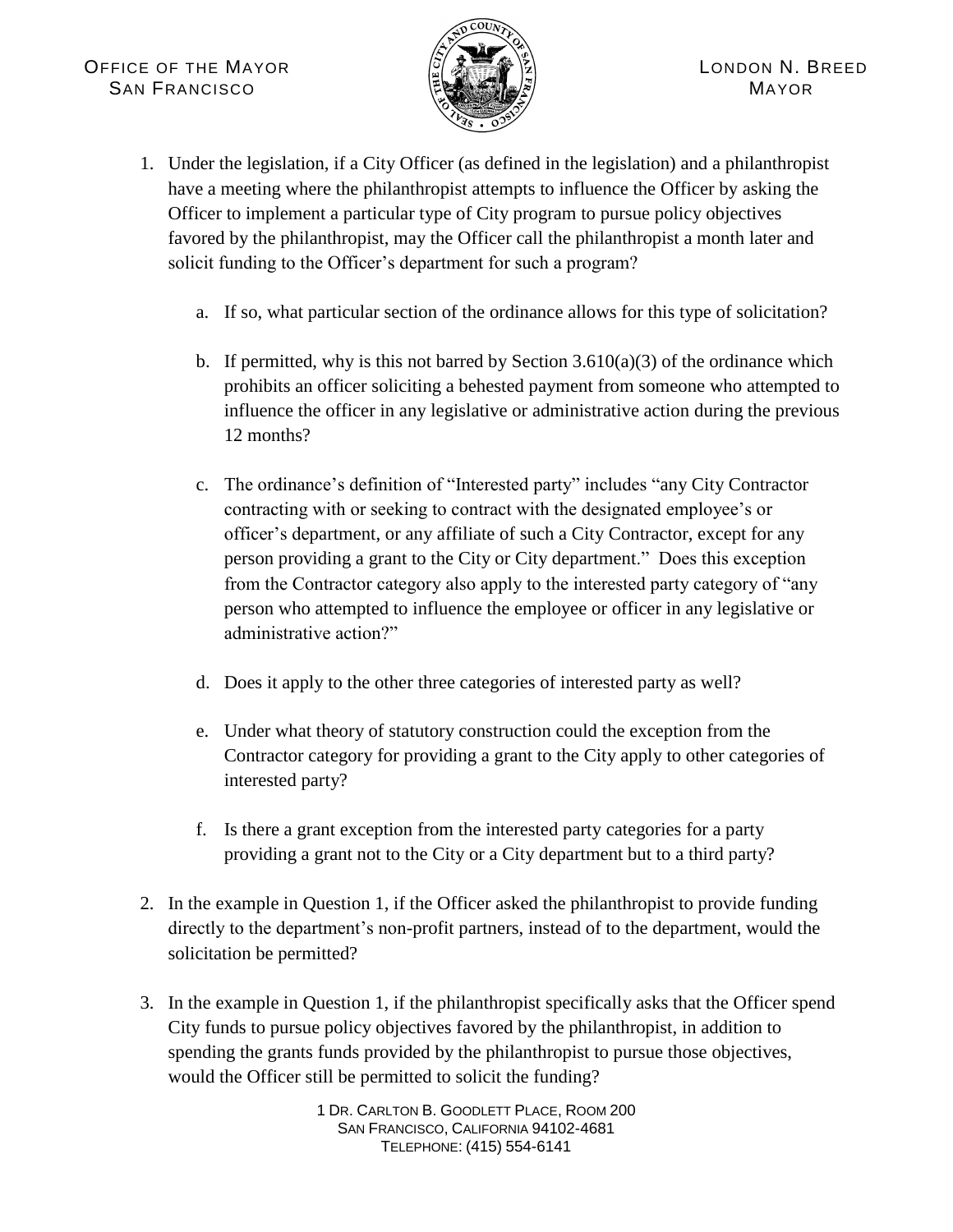1. Under the legislation, if a City Officer (as defined in the legislation) and a philanthropist have a meeting where the philanthropist attempts to influence the Officer by asking the Officer to implement a particular type of City program to pursue policy objectives favored by the philanthropist, may the Officer call the philanthropist a month later and solicit funding to the Officer's department for such a program?

   a. If so, what particular section of the ordinance allows for this type of solicitation?

   b. If permitted, why is this not barred by Section 3.610(a)(3) of the ordinance which prohibits an officer soliciting a behested payment from someone who attempted to influence the officer in any legislative or administrative action during the previous 12 months?

   c. The ordinance's definition of "Interested party" includes "any City Contractor contracting with or seeking to contract with the designated employee's or officer's department, or any affiliate of such a City Contractor, except for any person providing a grant to the City or City department." Does this exception from the Contractor category also apply to the interested party category of "any person who attempted to influence the employee or officer in any legislative or administrative action?"

   d. Does it apply to the other three categories of interested party as well?

   e. Under what theory of statutory construction could the exception from the Contractor category for providing a grant to the City apply to other categories of interested party?

   f. Is there a grant exception from the interested party categories for a party providing a grant not to the City or a City department but to a third party?

2. In the example in Question 1, if the Officer asked the philanthropist to provide funding directly to the department's non-profit partners, instead of to the department, would the solicitation be permitted?

3. In the example in Question 1, if the philanthropist specifically asks that the Officer spend City funds to pursue policy objectives favored by the philanthropist, in addition to spending the grants funds provided by the philanthropist to pursue those objectives, would the Officer still be permitted to solicit the funding?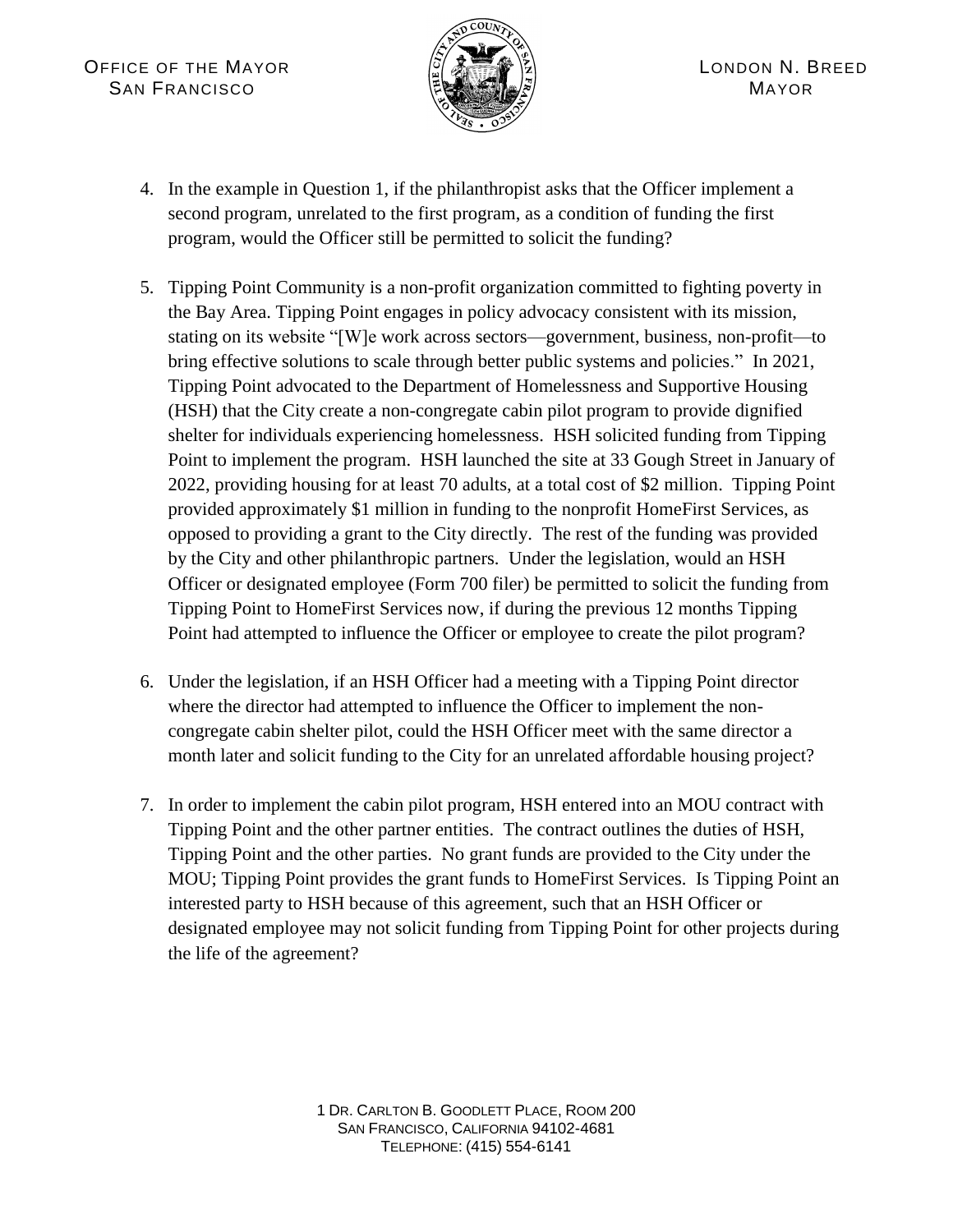4. In the example in Question 1, if the philanthropist asks that the Officer implement a second program, unrelated to the first program, as a condition of funding the first program, would the Officer still be permitted to solicit the funding?

5. Tipping Point Community is a non-profit organization committed to fighting poverty in the Bay Area. Tipping Point engages in policy advocacy consistent with its mission, stating on its website "[W]e work across sectors—government, business, non-profit—to bring effective solutions to scale through better public systems and policies." In 2021, Tipping Point advocated to the Department of Homelessness and Supportive Housing (HSH) that the City create a non-congregate cabin pilot program to provide dignified shelter for individuals experiencing homelessness. HSH solicited funding from Tipping Point to implement the program. HSH launched the site at 33 Gough Street in January of 2022, providing housing for at least 70 adults, at a total cost of $2 million. Tipping Point provided approximately $1 million in funding to the nonprofit HomeFirst Services, as opposed to providing a grant to the City directly. The rest of the funding was provided by the City and other philanthropic partners. Under the legislation, would an HSH Officer or designated employee (Form 700 filer) be permitted to solicit the funding from Tipping Point to HomeFirst Services now, if during the previous 12 months Tipping Point had attempted to influence the Officer or employee to create the pilot program?

6. Under the legislation, if an HSH Officer had a meeting with a Tipping Point director where the director had attempted to influence the Officer to implement the non-congregate cabin shelter pilot, could the HSH Officer meet with the same director a month later and solicit funding to the City for an unrelated affordable housing project?

7. In order to implement the cabin pilot program, HSH entered into an MOU contract with Tipping Point and the other partner entities. The contract outlines the duties of HSH, Tipping Point and the other parties. No grant funds are provided to the City under the MOU; Tipping Point provides the grant funds to HomeFirst Services. Is Tipping Point an interested party to HSH because of this agreement, such that an HSH Officer or designated employee may not solicit funding from Tipping Point for other projects during the life of the agreement?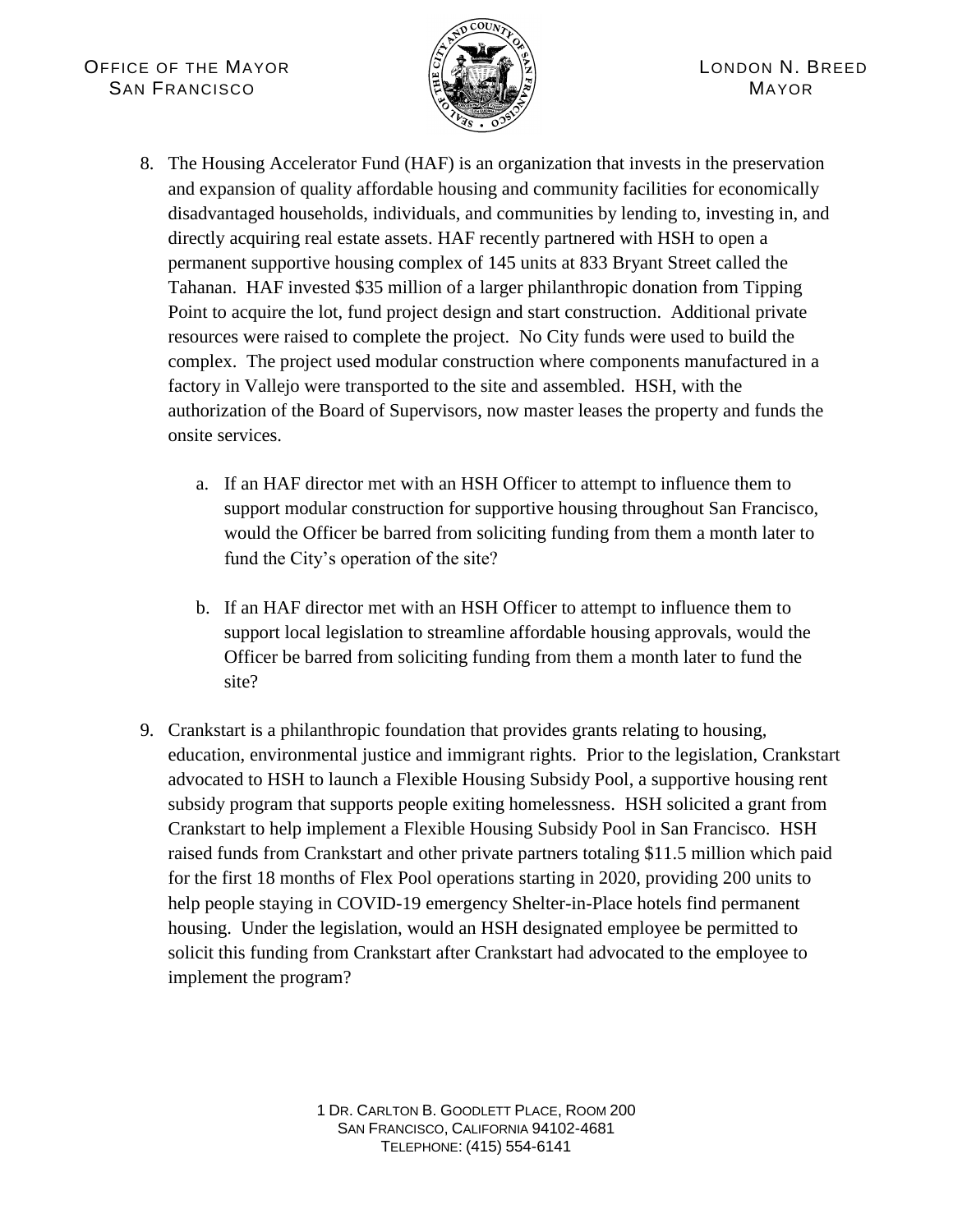8. The Housing Accelerator Fund (HAF) is an organization that invests in the preservation and expansion of quality affordable housing and community facilities for economically disadvantaged households, individuals, and communities by lending to, investing in, and directly acquiring real estate assets. HAF recently partnered with HSH to open a permanent supportive housing complex of 145 units at 833 Bryant Street called the Tahanan. HAF invested $35 million of a larger philanthropic donation from Tipping Point to acquire the lot, fund project design and start construction. Additional private resources were raised to complete the project. No City funds were used to build the complex. The project used modular construction where components manufactured in a factory in Vallejo were transported to the site and assembled. HSH, with the authorization of the Board of Supervisors, now master leases the property and funds the onsite services.

   a. If an HAF director met with an HSH Officer to attempt to influence them to support modular construction for supportive housing throughout San Francisco, would the Officer be barred from soliciting funding from them a month later to fund the City's operation of the site?

   b. If an HAF director met with an HSH Officer to attempt to influence them to support local legislation to streamline affordable housing approvals, would the Officer be barred from soliciting funding from them a month later to fund the site?

9. Crankstart is a philanthropic foundation that provides grants relating to housing, education, environmental justice and immigrant rights. Prior to the legislation, Crankstart advocated to HSH to launch a Flexible Housing Subsidy Pool, a supportive housing rent subsidy program that supports people exiting homelessness. HSH solicited a grant from Crankstart to help implement a Flexible Housing Subsidy Pool in San Francisco. HSH raised funds from Crankstart and other private partners totaling $11.5 million which paid for the first 18 months of Flex Pool operations starting in 2020, providing 200 units to help people staying in COVID-19 emergency Shelter-in-Place hotels find permanent housing. Under the legislation, would an HSH designated employee be permitted to solicit this funding from Crankstart after Crankstart had advocated to the employee to implement the program?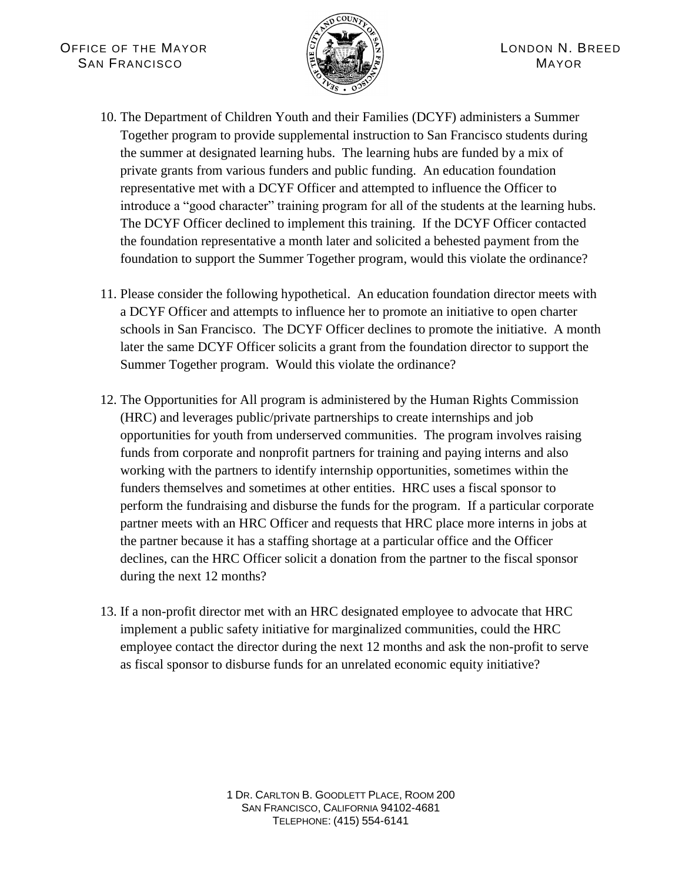10. The Department of Children Youth and their Families (DCYF) administers a Summer Together program to provide supplemental instruction to San Francisco students during the summer at designated learning hubs. The learning hubs are funded by a mix of private grants from various funders and public funding. An education foundation representative met with a DCYF Officer and attempted to influence the Officer to introduce a "good character" training program for all of the students at the learning hubs. The DCYF Officer declined to implement this training. If the DCYF Officer contacted the foundation representative a month later and solicited a behested payment from the foundation to support the Summer Together program, would this violate the ordinance?

11. Please consider the following hypothetical. An education foundation director meets with a DCYF Officer and attempts to influence her to promote an initiative to open charter schools in San Francisco. The DCYF Officer declines to promote the initiative. A month later the same DCYF Officer solicits a grant from the foundation director to support the Summer Together program. Would this violate the ordinance?

12. The Opportunities for All program is administered by the Human Rights Commission (HRC) and leverages public/private partnerships to create internships and job opportunities for youth from underserved communities. The program involves raising funds from corporate and nonprofit partners for training and paying interns and also working with the partners to identify internship opportunities, sometimes within the funders themselves and sometimes at other entities. HRC uses a fiscal sponsor to perform the fundraising and disburse the funds for the program. If a particular corporate partner meets with an HRC Officer and requests that HRC place more interns in jobs at the partner because it has a staffing shortage at a particular office and the Officer declines, can the HRC Officer solicit a donation from the partner to the fiscal sponsor during the next 12 months?

13. If a non-profit director met with an HRC designated employee to advocate that HRC implement a public safety initiative for marginalized communities, could the HRC employee contact the director during the next 12 months and ask the non-profit to serve as fiscal sponsor to disburse funds for an unrelated economic equity initiative?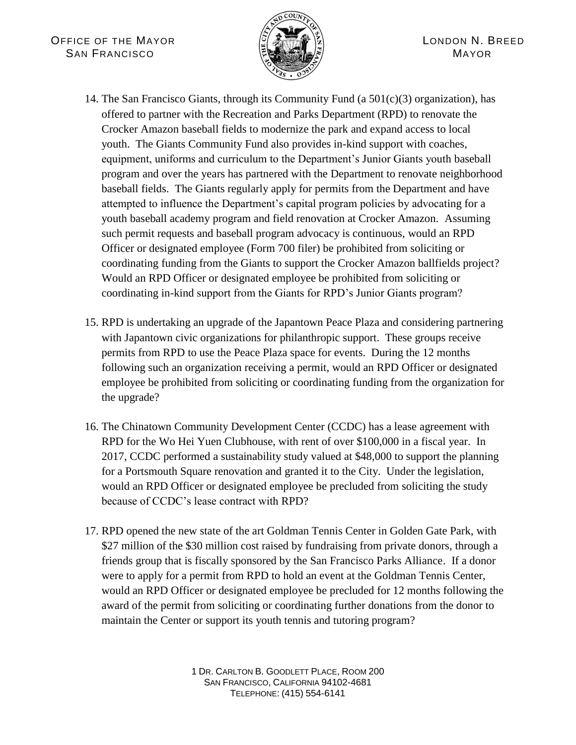14. The San Francisco Giants, through its Community Fund (a 501(c)(3) organization), has offered to partner with the Recreation and Parks Department (RPD) to renovate the Crocker Amazon baseball fields to modernize the park and expand access to local youth. The Giants Community Fund also provides in-kind support with coaches, equipment, uniforms and curriculum to the Department's Junior Giants youth baseball program and over the years has partnered with the Department to renovate neighborhood baseball fields. The Giants regularly apply for permits from the Department and have attempted to influence the Department's capital program policies by advocating for a youth baseball academy program and field renovation at Crocker Amazon. Assuming such permit requests and baseball program advocacy is continuous, would an RPD Officer or designated employee (Form 700 filer) be prohibited from soliciting or coordinating funding from the Giants to support the Crocker Amazon ballfields project? Would an RPD Officer or designated employee be prohibited from soliciting or coordinating in-kind support from the Giants for RPD's Junior Giants program?

15. RPD is undertaking an upgrade of the Japantown Peace Plaza and considering partnering with Japantown civic organizations for philanthropic support. These groups receive permits from RPD to use the Peace Plaza space for events. During the 12 months following such an organization receiving a permit, would an RPD Officer or designated employee be prohibited from soliciting or coordinating funding from the organization for the upgrade?

16. The Chinatown Community Development Center (CCDC) has a lease agreement with RPD for the Wo Hei Yuen Clubhouse, with rent of over $100,000 in a fiscal year. In 2017, CCDC performed a sustainability study valued at $48,000 to support the planning for a Portsmouth Square renovation and granted it to the City. Under the legislation, would an RPD Officer or designated employee be precluded from soliciting the study because of CCDC's lease contract with RPD?

17. RPD opened the new state of the art Goldman Tennis Center in Golden Gate Park, with $27 million of the $30 million cost raised by fundraising from private donors, through a friends group that is fiscally sponsored by the San Francisco Parks Alliance. If a donor were to apply for a permit from RPD to hold an event at the Goldman Tennis Center, would an RPD Officer or designated employee be precluded for 12 months following the award of the permit from soliciting or coordinating further donations from the donor to maintain the Center or support its youth tennis and tutoring program?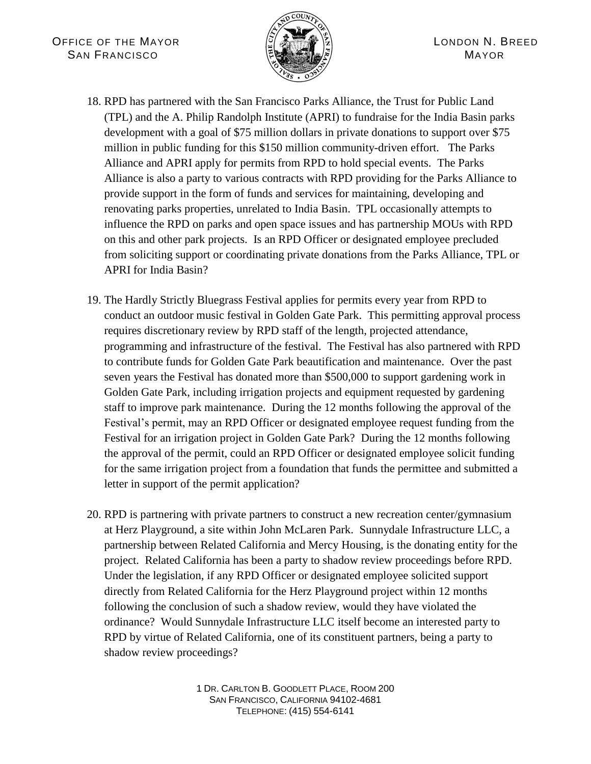18. RPD has partnered with the San Francisco Parks Alliance, the Trust for Public Land (TPL) and the A. Philip Randolph Institute (APRI) to fundraise for the India Basin parks development with a goal of $75 million dollars in private donations to support over $75 million in public funding for this $150 million community-driven effort. The Parks Alliance and APRI apply for permits from RPD to hold special events. The Parks Alliance is also a party to various contracts with RPD providing for the Parks Alliance to provide support in the form of funds and services for maintaining, developing and renovating parks properties, unrelated to India Basin. TPL occasionally attempts to influence the RPD on parks and open space issues and has partnership MOUs with RPD on this and other park projects. Is an RPD Officer or designated employee precluded from soliciting support or coordinating private donations from the Parks Alliance, TPL or APRI for India Basin?

19. The Hardly Strictly Bluegrass Festival applies for permits every year from RPD to conduct an outdoor music festival in Golden Gate Park. This permitting approval process requires discretionary review by RPD staff of the length, projected attendance, programming and infrastructure of the festival. The Festival has also partnered with RPD to contribute funds for Golden Gate Park beautification and maintenance. Over the past seven years the Festival has donated more than $500,000 to support gardening work in Golden Gate Park, including irrigation projects and equipment requested by gardening staff to improve park maintenance. During the 12 months following the approval of the Festival's permit, may an RPD Officer or designated employee request funding from the Festival for an irrigation project in Golden Gate Park? During the 12 months following the approval of the permit, could an RPD Officer or designated employee solicit funding for the same irrigation project from a foundation that funds the permittee and submitted a letter in support of the permit application?

20. RPD is partnering with private partners to construct a new recreation center/gymnasium at Herz Playground, a site within John McLaren Park. Sunnydale Infrastructure LLC, a partnership between Related California and Mercy Housing, is the donating entity for the project. Related California has been a party to shadow review proceedings before RPD. Under the legislation, if any RPD Officer or designated employee solicited support directly from Related California for the Herz Playground project within 12 months following the conclusion of such a shadow review, would they have violated the ordinance? Would Sunnydale Infrastructure LLC itself become an interested party to RPD by virtue of Related California, one of its constituent partners, being a party to shadow review proceedings?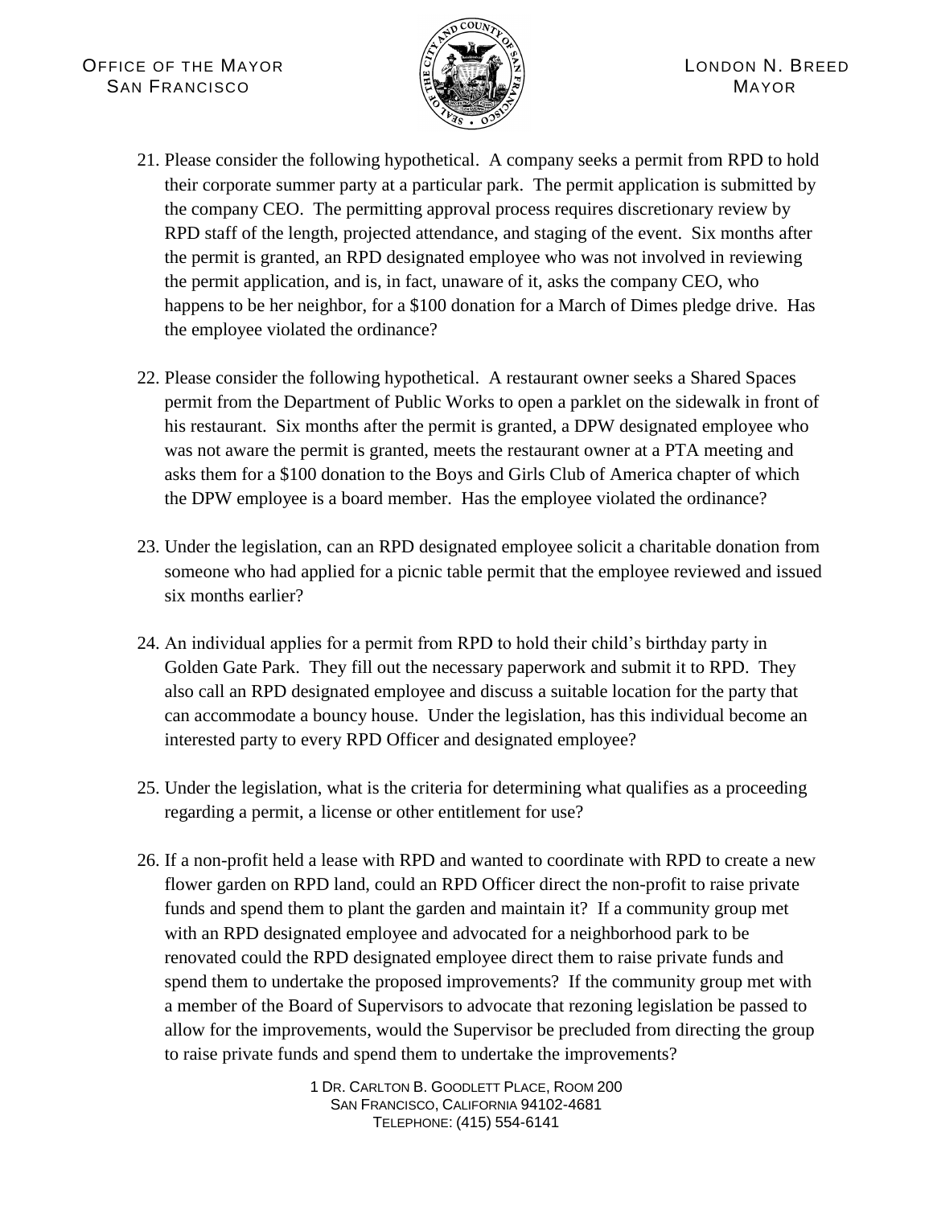21. Please consider the following hypothetical. A company seeks a permit from RPD to hold their corporate summer party at a particular park. The permit application is submitted by the company CEO. The permitting approval process requires discretionary review by RPD staff of the length, projected attendance, and staging of the event. Six months after the permit is granted, an RPD designated employee who was not involved in reviewing the permit application, and is, in fact, unaware of it, asks the company CEO, who happens to be her neighbor, for a \$100 donation for a March of Dimes pledge drive. Has the employee violated the ordinance?

22. Please consider the following hypothetical. A restaurant owner seeks a Shared Spaces permit from the Department of Public Works to open a parklet on the sidewalk in front of his restaurant. Six months after the permit is granted, a DPW designated employee who was not aware the permit is granted, meets the restaurant owner at a PTA meeting and asks them for a \$100 donation to the Boys and Girls Club of America chapter of which the DPW employee is a board member. Has the employee violated the ordinance?

23. Under the legislation, can an RPD designated employee solicit a charitable donation from someone who had applied for a picnic table permit that the employee reviewed and issued six months earlier?

24. An individual applies for a permit from RPD to hold their child's birthday party in Golden Gate Park. They fill out the necessary paperwork and submit it to RPD. They also call an RPD designated employee and discuss a suitable location for the party that can accommodate a bouncy house. Under the legislation, has this individual become an interested party to every RPD Officer and designated employee?

25. Under the legislation, what is the criteria for determining what qualifies as a proceeding regarding a permit, a license or other entitlement for use?

26. If a non-profit held a lease with RPD and wanted to coordinate with RPD to create a new flower garden on RPD land, could an RPD Officer direct the non-profit to raise private funds and spend them to plant the garden and maintain it? If a community group met with an RPD designated employee and advocated for a neighborhood park to be renovated could the RPD designated employee direct them to raise private funds and spend them to undertake the proposed improvements? If the community group met with a member of the Board of Supervisors to advocate that rezoning legislation be passed to allow for the improvements, would the Supervisor be precluded from directing the group to raise private funds and spend them to undertake the improvements?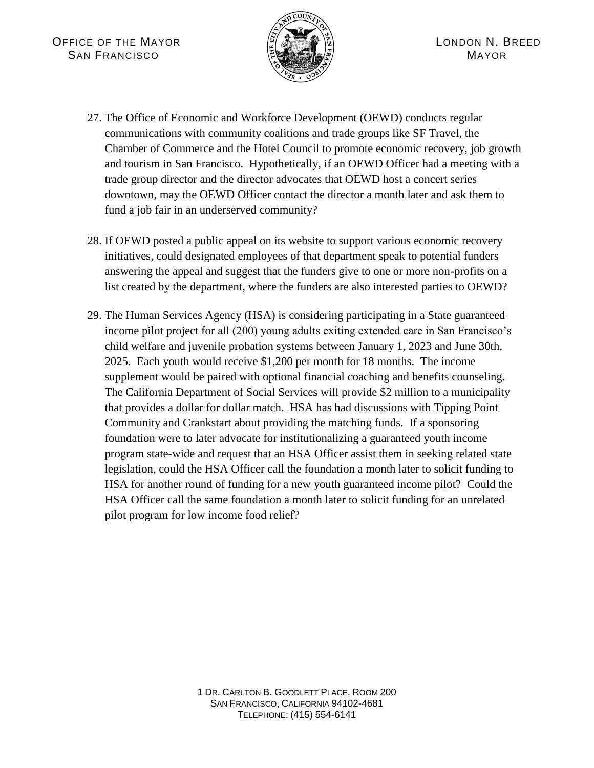27. The Office of Economic and Workforce Development (OEWD) conducts regular communications with community coalitions and trade groups like SF Travel, the Chamber of Commerce and the Hotel Council to promote economic recovery, job growth and tourism in San Francisco. Hypothetically, if an OEWD Officer had a meeting with a trade group director and the director advocates that OEWD host a concert series downtown, may the OEWD Officer contact the director a month later and ask them to fund a job fair in an underserved community?

28. If OEWD posted a public appeal on its website to support various economic recovery initiatives, could designated employees of that department speak to potential funders answering the appeal and suggest that the funders give to one or more non-profits on a list created by the department, where the funders are also interested parties to OEWD?

29. The Human Services Agency (HSA) is considering participating in a State guaranteed income pilot project for all (200) young adults exiting extended care in San Francisco's child welfare and juvenile probation systems between January 1, 2023 and June 30th, 2025. Each youth would receive $1,200 per month for 18 months. The income supplement would be paired with optional financial coaching and benefits counseling. The California Department of Social Services will provide $2 million to a municipality that provides a dollar for dollar match. HSA has had discussions with Tipping Point Community and Crankstart about providing the matching funds. If a sponsoring foundation were to later advocate for institutionalizing a guaranteed youth income program state-wide and request that an HSA Officer assist them in seeking related state legislation, could the HSA Officer call the foundation a month later to solicit funding to HSA for another round of funding for a new youth guaranteed income pilot? Could the HSA Officer call the same foundation a month later to solicit funding for an unrelated pilot program for low income food relief?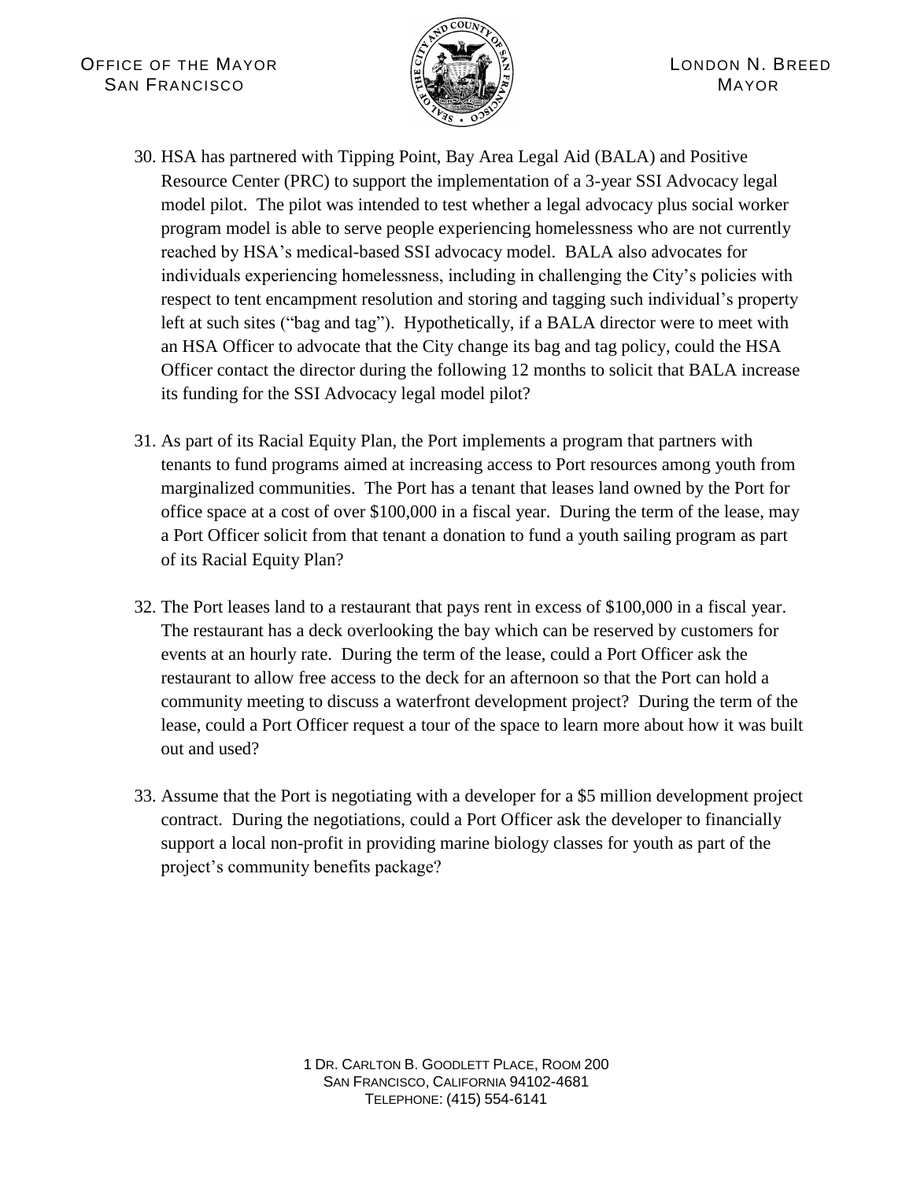30. HSA has partnered with Tipping Point, Bay Area Legal Aid (BALA) and Positive Resource Center (PRC) to support the implementation of a 3-year SSI Advocacy legal model pilot. The pilot was intended to test whether a legal advocacy plus social worker program model is able to serve people experiencing homelessness who are not currently reached by HSA's medical-based SSI advocacy model. BALA also advocates for individuals experiencing homelessness, including in challenging the City's policies with respect to tent encampment resolution and storing and tagging such individual's property left at such sites ("bag and tag"). Hypothetically, if a BALA director were to meet with an HSA Officer to advocate that the City change its bag and tag policy, could the HSA Officer contact the director during the following 12 months to solicit that BALA increase its funding for the SSI Advocacy legal model pilot?

31. As part of its Racial Equity Plan, the Port implements a program that partners with tenants to fund programs aimed at increasing access to Port resources among youth from marginalized communities. The Port has a tenant that leases land owned by the Port for office space at a cost of over $100,000 in a fiscal year. During the term of the lease, may a Port Officer solicit from that tenant a donation to fund a youth sailing program as part of its Racial Equity Plan?

32. The Port leases land to a restaurant that pays rent in excess of $100,000 in a fiscal year. The restaurant has a deck overlooking the bay which can be reserved by customers for events at an hourly rate. During the term of the lease, could a Port Officer ask the restaurant to allow free access to the deck for an afternoon so that the Port can hold a community meeting to discuss a waterfront development project? During the term of the lease, could a Port Officer request a tour of the space to learn more about how it was built out and used?

33. Assume that the Port is negotiating with a developer for a $5 million development project contract. During the negotiations, could a Port Officer ask the developer to financially support a local non-profit in providing marine biology classes for youth as part of the project's community benefits package?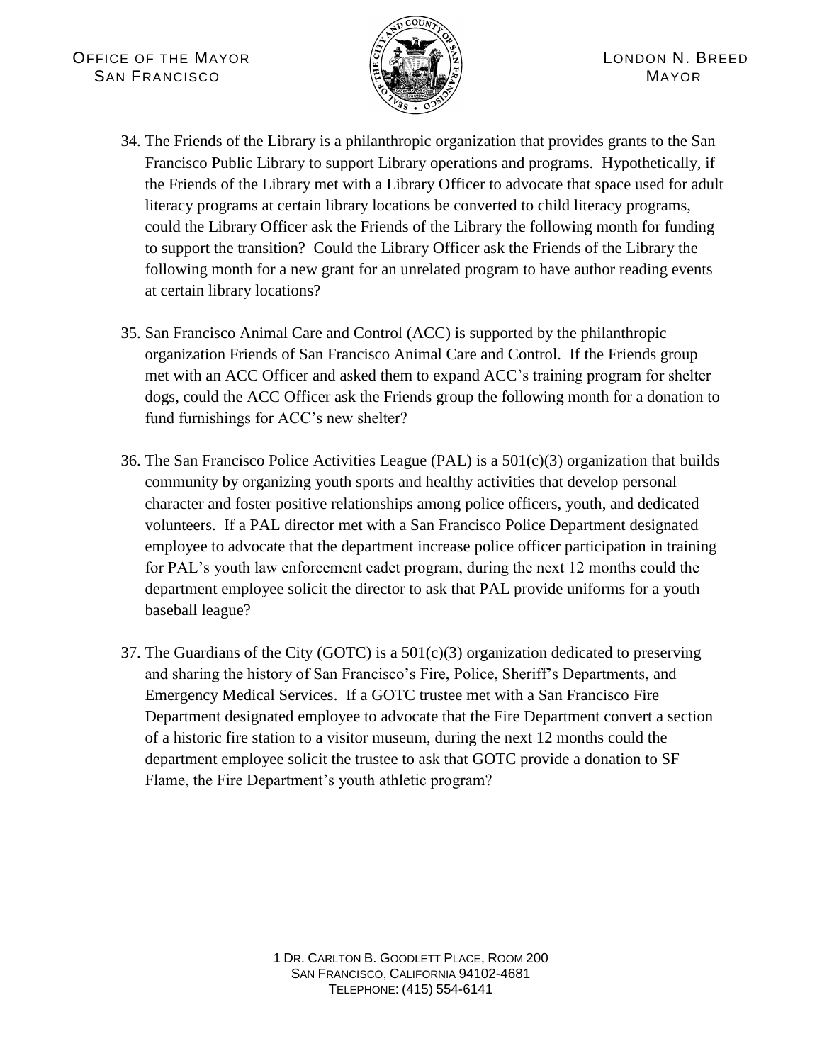34. The Friends of the Library is a philanthropic organization that provides grants to the San Francisco Public Library to support Library operations and programs. Hypothetically, if the Friends of the Library met with a Library Officer to advocate that space used for adult literacy programs at certain library locations be converted to child literacy programs, could the Library Officer ask the Friends of the Library the following month for funding to support the transition? Could the Library Officer ask the Friends of the Library the following month for a new grant for an unrelated program to have author reading events at certain library locations?

35. San Francisco Animal Care and Control (ACC) is supported by the philanthropic organization Friends of San Francisco Animal Care and Control. If the Friends group met with an ACC Officer and asked them to expand ACC's training program for shelter dogs, could the ACC Officer ask the Friends group the following month for a donation to fund furnishings for ACC's new shelter?

36. The San Francisco Police Activities League (PAL) is a 501(c)(3) organization that builds community by organizing youth sports and healthy activities that develop personal character and foster positive relationships among police officers, youth, and dedicated volunteers. If a PAL director met with a San Francisco Police Department designated employee to advocate that the department increase police officer participation in training for PAL's youth law enforcement cadet program, during the next 12 months could the department employee solicit the director to ask that PAL provide uniforms for a youth baseball league?

37. The Guardians of the City (GOTC) is a 501(c)(3) organization dedicated to preserving and sharing the history of San Francisco's Fire, Police, Sheriff's Departments, and Emergency Medical Services. If a GOTC trustee met with a San Francisco Fire Department designated employee to advocate that the Fire Department convert a section of a historic fire station to a visitor museum, during the next 12 months could the department employee solicit the trustee to ask that GOTC provide a donation to SF Flame, the Fire Department's youth athletic program?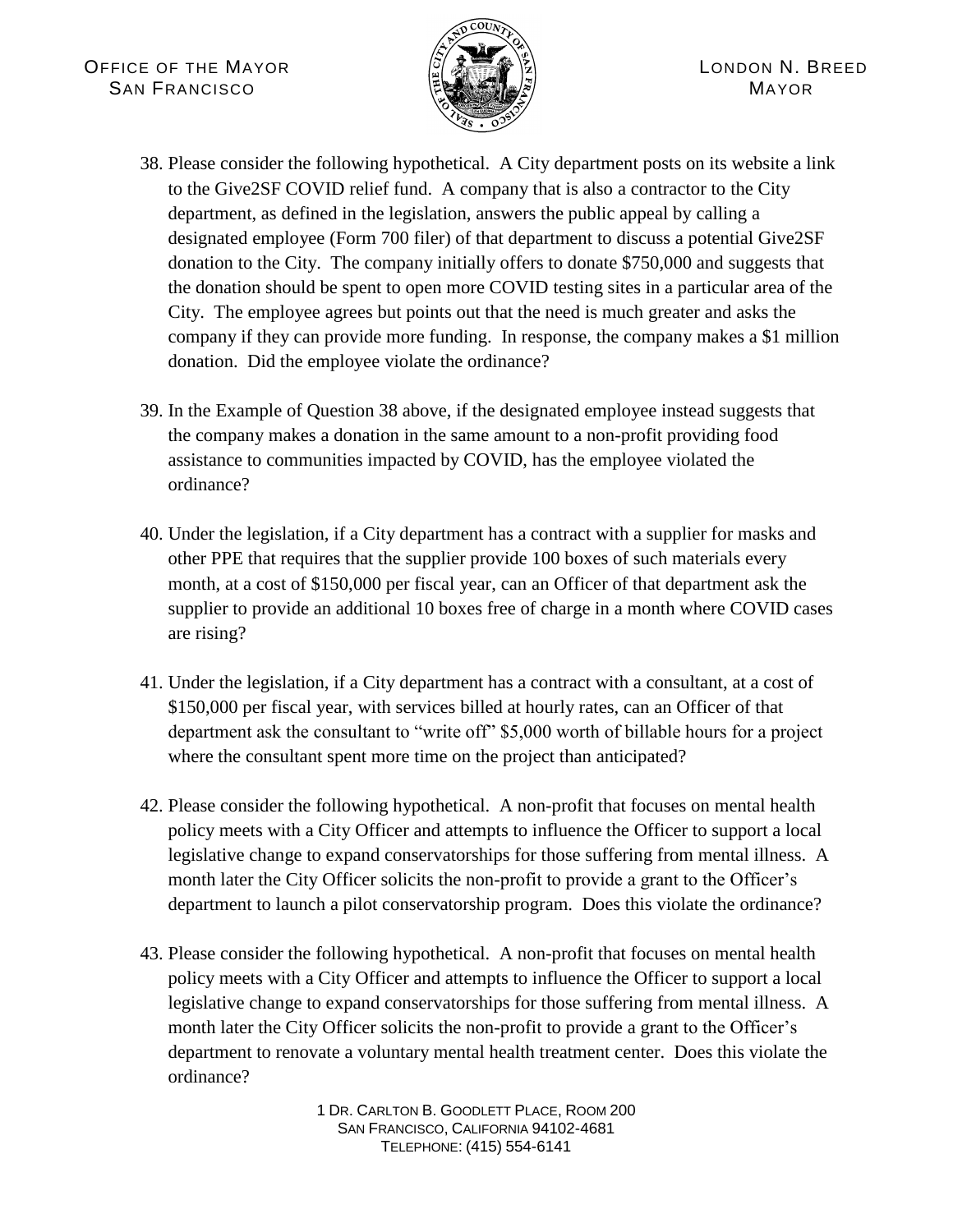38. Please consider the following hypothetical. A City department posts on its website a link to the Give2SF COVID relief fund. A company that is also a contractor to the City department, as defined in the legislation, answers the public appeal by calling a designated employee (Form 700 filer) of that department to discuss a potential Give2SF donation to the City. The company initially offers to donate $750,000 and suggests that the donation should be spent to open more COVID testing sites in a particular area of the City. The employee agrees but points out that the need is much greater and asks the company if they can provide more funding. In response, the company makes a $1 million donation. Did the employee violate the ordinance?

39. In the Example of Question 38 above, if the designated employee instead suggests that the company makes a donation in the same amount to a non-profit providing food assistance to communities impacted by COVID, has the employee violated the ordinance?

40. Under the legislation, if a City department has a contract with a supplier for masks and other PPE that requires that the supplier provide 100 boxes of such materials every month, at a cost of $150,000 per fiscal year, can an Officer of that department ask the supplier to provide an additional 10 boxes free of charge in a month where COVID cases are rising?

41. Under the legislation, if a City department has a contract with a consultant, at a cost of $150,000 per fiscal year, with services billed at hourly rates, can an Officer of that department ask the consultant to "write off" $5,000 worth of billable hours for a project where the consultant spent more time on the project than anticipated?

42. Please consider the following hypothetical. A non-profit that focuses on mental health policy meets with a City Officer and attempts to influence the Officer to support a local legislative change to expand conservatorships for those suffering from mental illness. A month later the City Officer solicits the non-profit to provide a grant to the Officer's department to launch a pilot conservatorship program. Does this violate the ordinance?

43. Please consider the following hypothetical. A non-profit that focuses on mental health policy meets with a City Officer and attempts to influence the Officer to support a local legislative change to expand conservatorships for those suffering from mental illness. A month later the City Officer solicits the non-profit to provide a grant to the Officer's department to renovate a voluntary mental health treatment center. Does this violate the ordinance?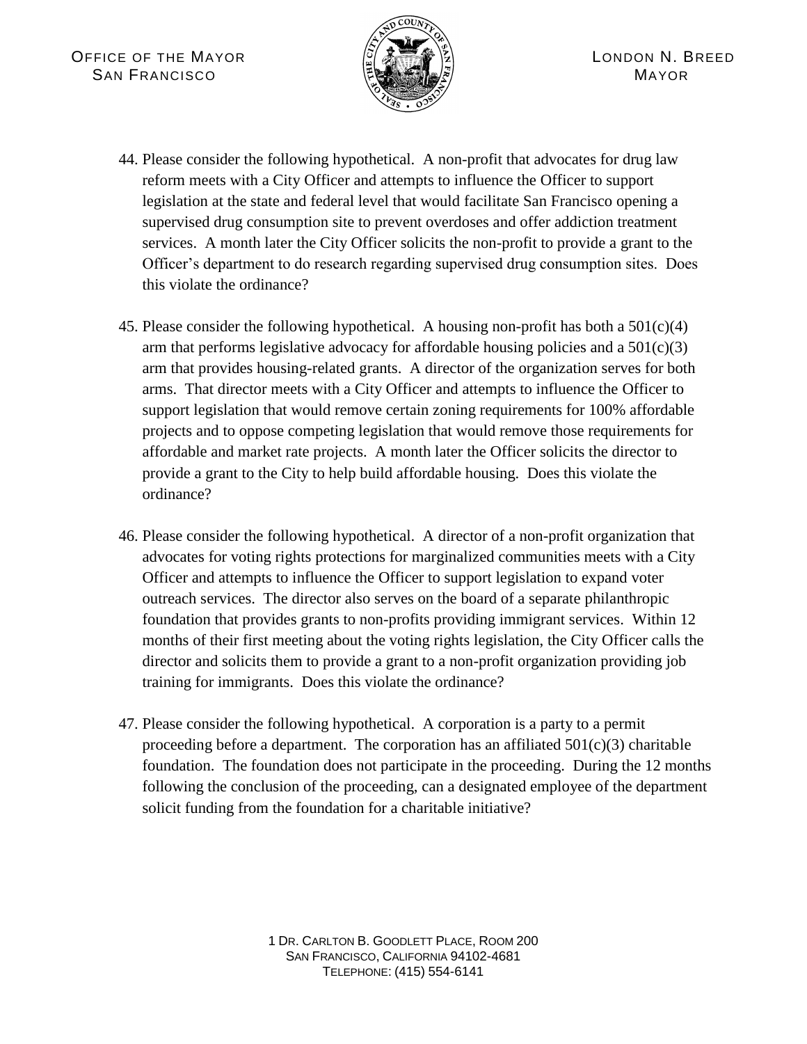44. Please consider the following hypothetical. A non-profit that advocates for drug law reform meets with a City Officer and attempts to influence the Officer to support legislation at the state and federal level that would facilitate San Francisco opening a supervised drug consumption site to prevent overdoses and offer addiction treatment services. A month later the City Officer solicits the non-profit to provide a grant to the Officer's department to do research regarding supervised drug consumption sites. Does this violate the ordinance?

45. Please consider the following hypothetical. A housing non-profit has both a 501(c)(4) arm that performs legislative advocacy for affordable housing policies and a 501(c)(3) arm that provides housing-related grants. A director of the organization serves for both arms. That director meets with a City Officer and attempts to influence the Officer to support legislation that would remove certain zoning requirements for 100% affordable projects and to oppose competing legislation that would remove those requirements for affordable and market rate projects. A month later the Officer solicits the director to provide a grant to the City to help build affordable housing. Does this violate the ordinance?

46. Please consider the following hypothetical. A director of a non-profit organization that advocates for voting rights protections for marginalized communities meets with a City Officer and attempts to influence the Officer to support legislation to expand voter outreach services. The director also serves on the board of a separate philanthropic foundation that provides grants to non-profits providing immigrant services. Within 12 months of their first meeting about the voting rights legislation, the City Officer calls the director and solicits them to provide a grant to a non-profit organization providing job training for immigrants. Does this violate the ordinance?

47. Please consider the following hypothetical. A corporation is a party to a permit proceeding before a department. The corporation has an affiliated 501(c)(3) charitable foundation. The foundation does not participate in the proceeding. During the 12 months following the conclusion of the proceeding, can a designated employee of the department solicit funding from the foundation for a charitable initiative?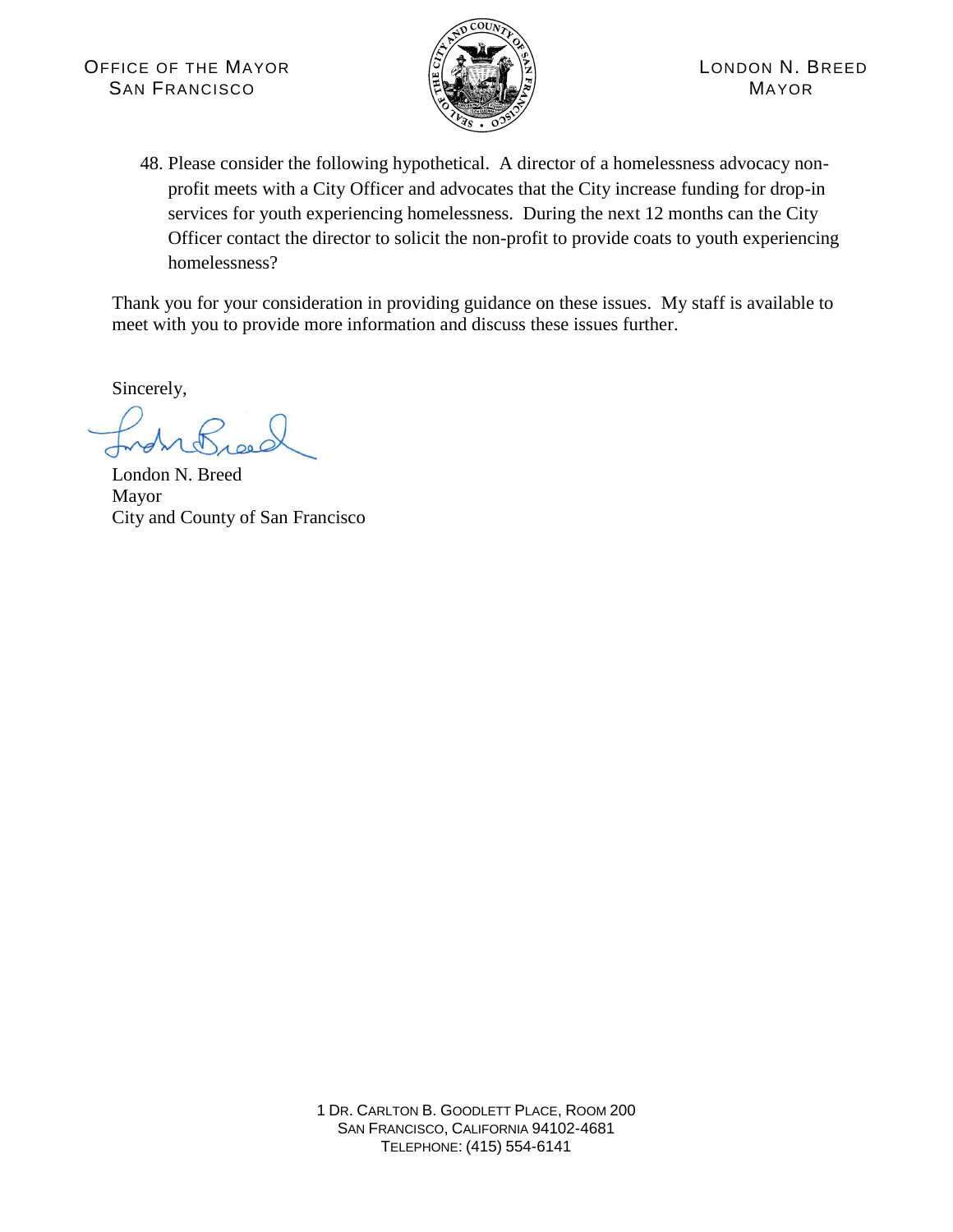48. Please consider the following hypothetical. A director of a homelessness advocacy non-profit meets with a City Officer and advocates that the City increase funding for drop-in services for youth experiencing homelessness. During the next 12 months can the City Officer contact the director to solicit the non-profit to provide coats to youth experiencing homelessness?

Thank you for your consideration in providing guidance on these issues. My staff is available to meet with you to provide more information and discuss these issues further.

Sincerely,

London N. Breed
Mayor
City and County of San Francisco